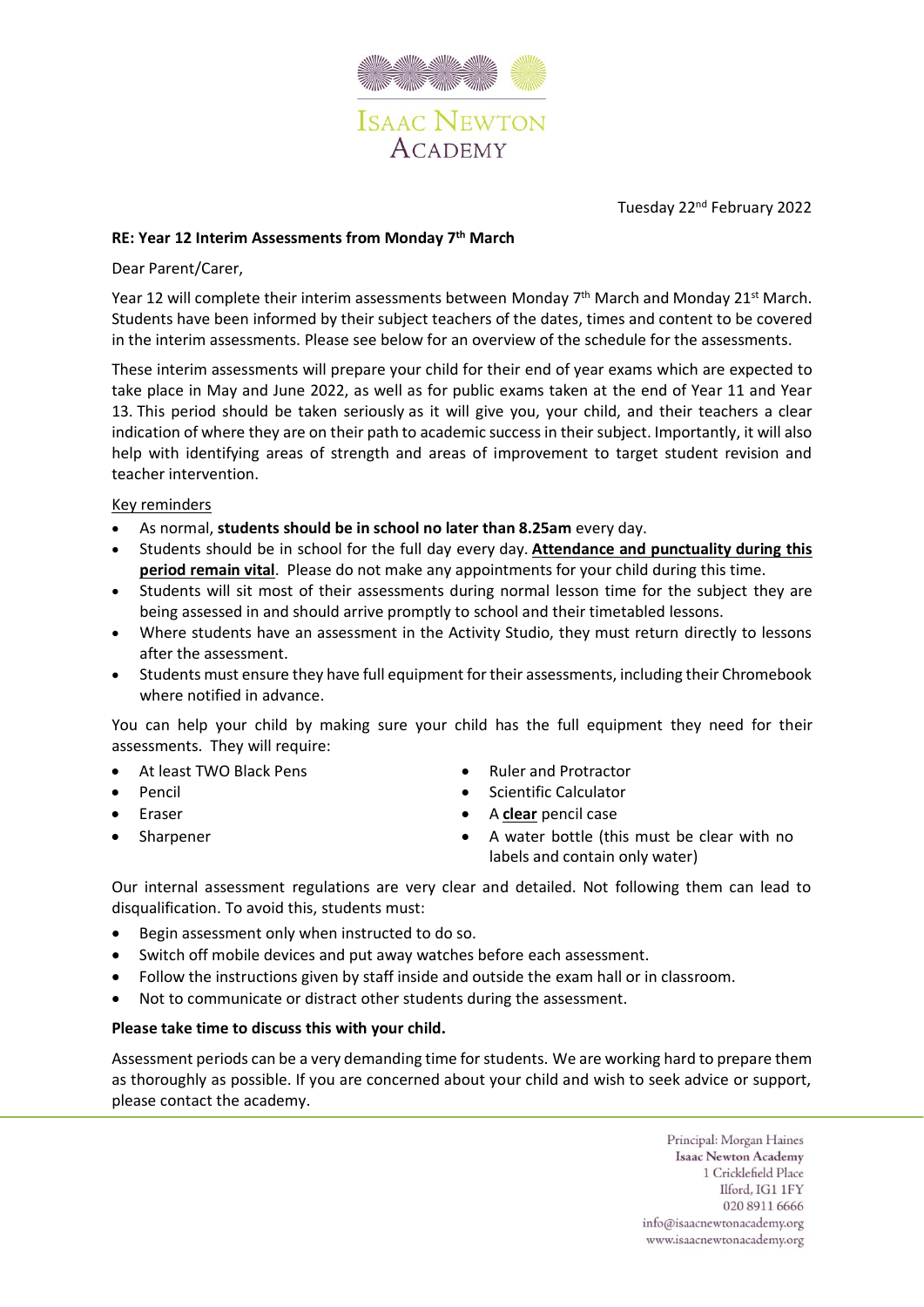# Isaac Newton Academy

Tuesday 22nd February 2022

**RE: Year 12 Interim Assessments from Monday 7th March**

Dear Parent/Carer,

Year 12 will complete their interim assessments between Monday 7th March and Monday 21st March. Students have been informed by their subject teachers of the dates, times and content to be covered in the interim assessments. Please see below for an overview of the schedule for the assessments.

These interim assessments will prepare your child for their end of year exams which are expected to take place in May and June 2022, as well as for public exams taken at the end of Year 11 and Year 13. This period should be taken seriously as it will give you, your child, and their teachers a clear indication of where they are on their path to academic success in their subject. Importantly, it will also help with identifying areas of strength and areas of improvement to target student revision and teacher intervention.

Key reminders

- As normal, **students should be in school no later than 8.25am** every day.
- Students should be in school for the full day every day. **Attendance and punctuality during this period remain vital**. Please do not make any appointments for your child during this time.
- Students will sit most of their assessments during normal lesson time for the subject they are being assessed in and should arrive promptly to school and their timetabled lessons.
- Where students have an assessment in the Activity Studio, they must return directly to lessons after the assessment.
- Students must ensure they have full equipment for their assessments, including their Chromebook where notified in advance.

You can help your child by making sure your child has the full equipment they need for their assessments. They will require:

- At least TWO Black Pens
- Pencil
- Eraser
- Sharpener
- Ruler and Protractor
- Scientific Calculator
- A **clear** pencil case
- A water bottle (this must be clear with no labels and contain only water)

Our internal assessment regulations are very clear and detailed. Not following them can lead to disqualification. To avoid this, students must:

- Begin assessment only when instructed to do so.
- Switch off mobile devices and put away watches before each assessment.
- Follow the instructions given by staff inside and outside the exam hall or in classroom.
- Not to communicate or distract other students during the assessment.

**Please take time to discuss this with your child.**

Assessment periods can be a very demanding time for students. We are working hard to prepare them as thoroughly as possible. If you are concerned about your child and wish to seek advice or support, please contact the academy.

Principal: Morgan Haines
**Isaac Newton Academy**
1 Cricklefield Place
Ilford, IG1 1FY
020 8911 6666
info@isaacnewtonacademy.org
www.isaacnewtonacademy.org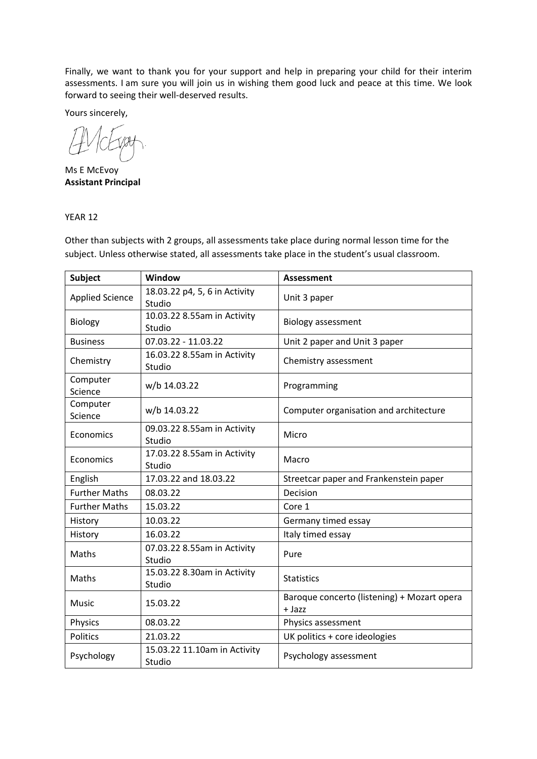Finally, we want to thank you for your support and help in preparing your child for their interim assessments. I am sure you will join us in wishing them good luck and peace at this time. We look forward to seeing their well-deserved results.

Yours sincerely,

Ms E McEvoy
**Assistant Principal**

YEAR 12

Other than subjects with 2 groups, all assessments take place during normal lesson time for the subject. Unless otherwise stated, all assessments take place in the student's usual classroom.

| Subject | Window | Assessment |
|---|---|---|
| Applied Science | 18.03.22 p4, 5, 6 in Activity Studio | Unit 3 paper |
| Biology | 10.03.22 8.55am in Activity Studio | Biology assessment |
| Business | 07.03.22 - 11.03.22 | Unit 2 paper and Unit 3 paper |
| Chemistry | 16.03.22 8.55am in Activity Studio | Chemistry assessment |
| Computer Science | w/b 14.03.22 | Programming |
| Computer Science | w/b 14.03.22 | Computer organisation and architecture |
| Economics | 09.03.22 8.55am in Activity Studio | Micro |
| Economics | 17.03.22 8.55am in Activity Studio | Macro |
| English | 17.03.22 and 18.03.22 | Streetcar paper and Frankenstein paper |
| Further Maths | 08.03.22 | Decision |
| Further Maths | 15.03.22 | Core 1 |
| History | 10.03.22 | Germany timed essay |
| History | 16.03.22 | Italy timed essay |
| Maths | 07.03.22 8.55am in Activity Studio | Pure |
| Maths | 15.03.22 8.30am in Activity Studio | Statistics |
| Music | 15.03.22 | Baroque concerto (listening) + Mozart opera + Jazz |
| Physics | 08.03.22 | Physics assessment |
| Politics | 21.03.22 | UK politics + core ideologies |
| Psychology | 15.03.22 11.10am in Activity Studio | Psychology assessment |